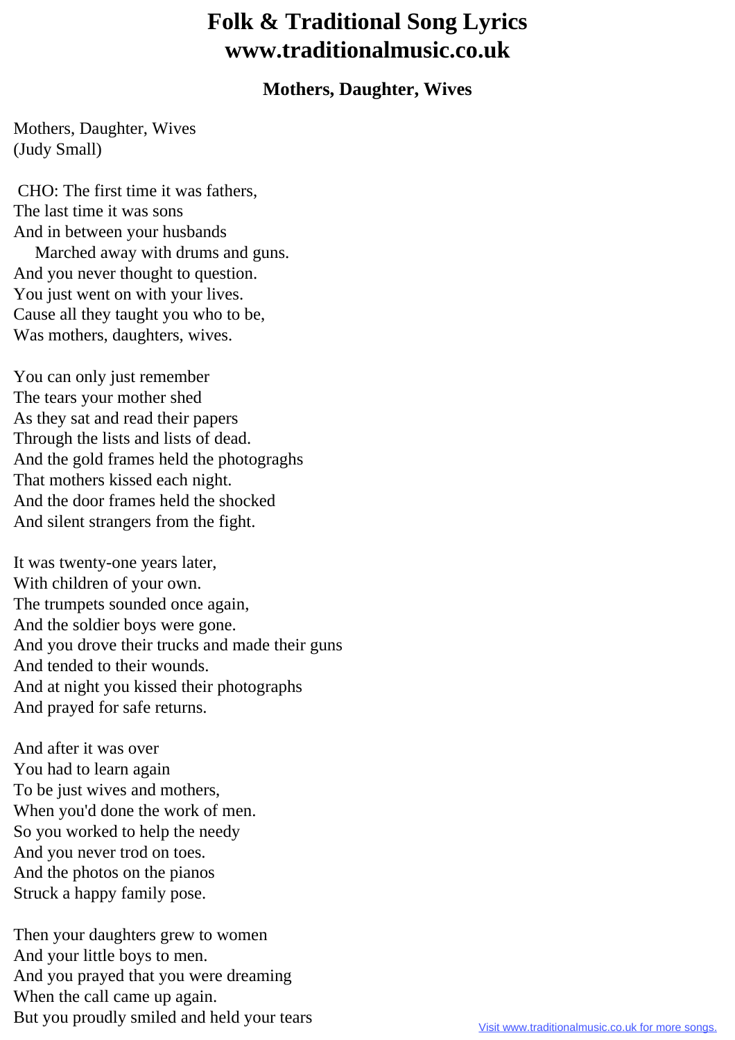# Folk & Traditional Song Lyrics
# www.traditionalmusic.co.uk

### Mothers, Daughter, Wives

Mothers, Daughter, Wives
(Judy Small)

CHO: The first time it was fathers,
The last time it was sons
And in between your husbands
Marched away with drums and guns.
And you never thought to question.
You just went on with your lives.
Cause all they taught you who to be,
Was mothers, daughters, wives.

You can only just remember
The tears your mother shed
As they sat and read their papers
Through the lists and lists of dead.
And the gold frames held the photograghs
That mothers kissed each night.
And the door frames held the shocked
And silent strangers from the fight.

It was twenty-one years later,
With children of your own.
The trumpets sounded once again,
And the soldier boys were gone.
And you drove their trucks and made their guns
And tended to their wounds.
And at night you kissed their photographs
And prayed for safe returns.

And after it was over
You had to learn again
To be just wives and mothers,
When you'd done the work of men.
So you worked to help the needy
And you never trod on toes.
And the photos on the pianos
Struck a happy family pose.

Then your daughters grew to women
And your little boys to men.
And you prayed that you were dreaming
When the call came up again.
But you proudly smiled and held your tears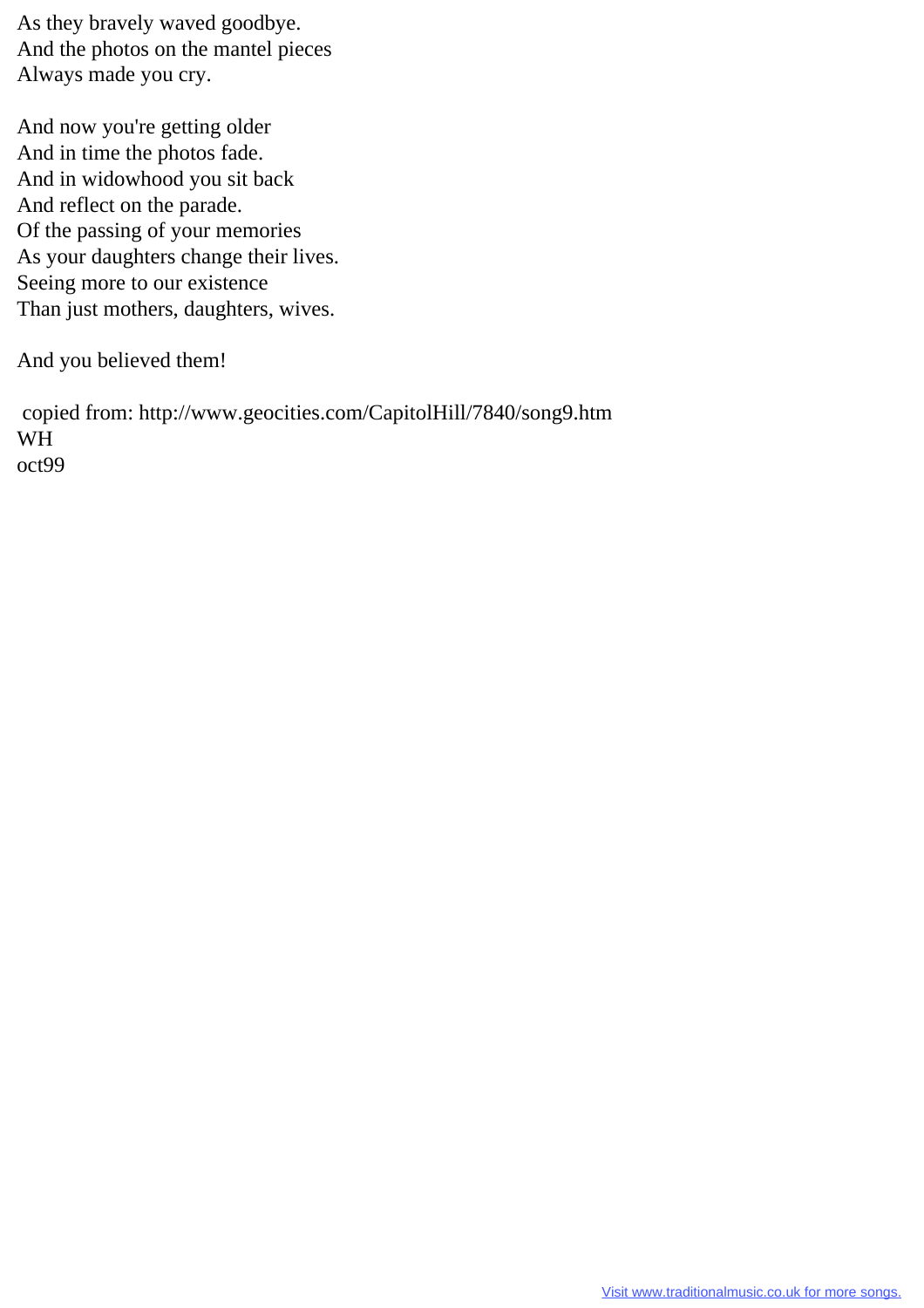As they bravely waved goodbye.
And the photos on the mantel pieces
Always made you cry.

And now you're getting older
And in time the photos fade.
And in widowhood you sit back
And reflect on the parade.
Of the passing of your memories
As your daughters change their lives.
Seeing more to our existence
Than just mothers, daughters, wives.

And you believed them!

copied from: http://www.geocities.com/CapitolHill/7840/song9.htm
WH
oct99